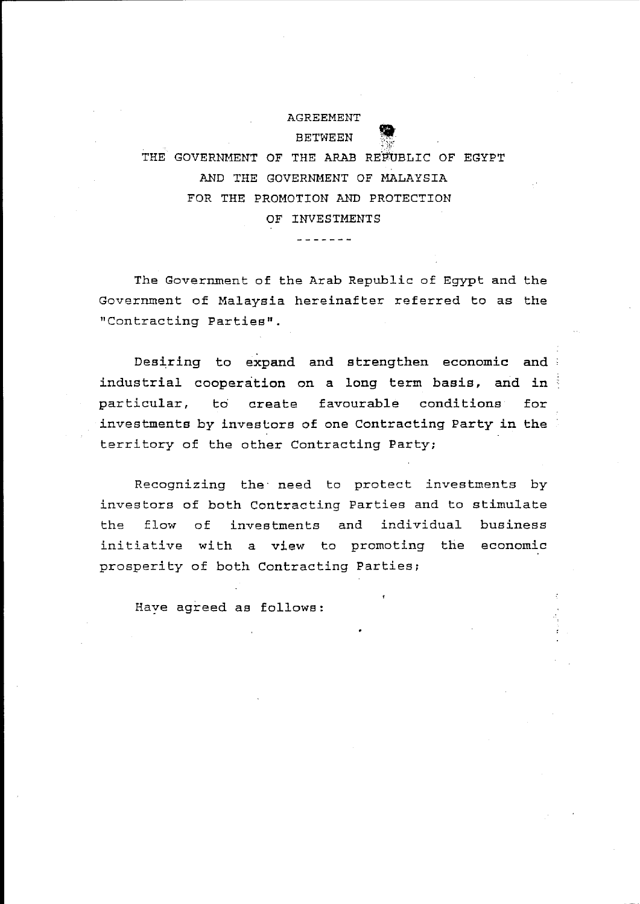# AGREEMENT BETWEEN THE GOVERNMENT OF THE ARAB REPUBLIC OF EGYPT AND THE GOVERNMENT OF MALAYSIA FOR THE PROMOTION AND PROTECTION OF INVESTMENTS

-------

The Government of the Arab Republic of Egypt and the Government of Malaysia hereinafter referred to as the "Contracting Parties".

Desiring to expand and strengthen economic and industrial cooperation on a long term basis, and in particular, to create favourable conditions for investments by investors of one Contracting Party in the territory of the other Contracting Party;

Recognizing the need to protect investments by investors of both Contracting Parties and to stimulate the flow of investments and individual business initiative with a view to promoting the economic prosperity of both Contracting Parties;

Have agreed as follows: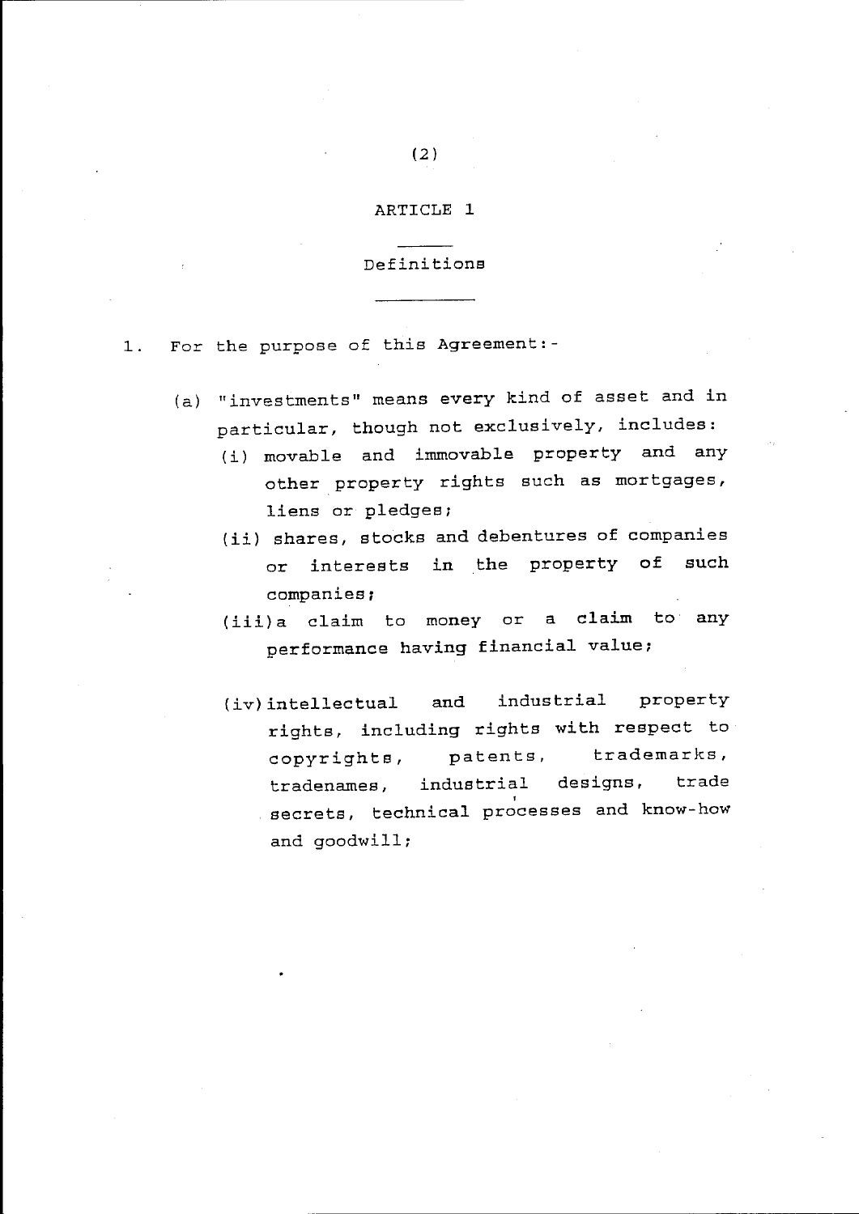## ARTICLE 1

### Definitions

1. For the purpose of this Agreement:-

   (a) "investments" means every kind of asset and in particular, though not exclusively, includes:

   (i) movable and immovable property and any other property rights such as mortgages, liens or pledges;

   (ii) shares, stocks and debentures of companies or interests in the property of such companies;

   (iii) a claim to money or a claim to any performance having financial value;

   (iv) intellectual and industrial property rights, including rights with respect to copyrights, patents, trademarks, tradenames, industrial designs, trade secrets, technical processes and know-how and goodwill;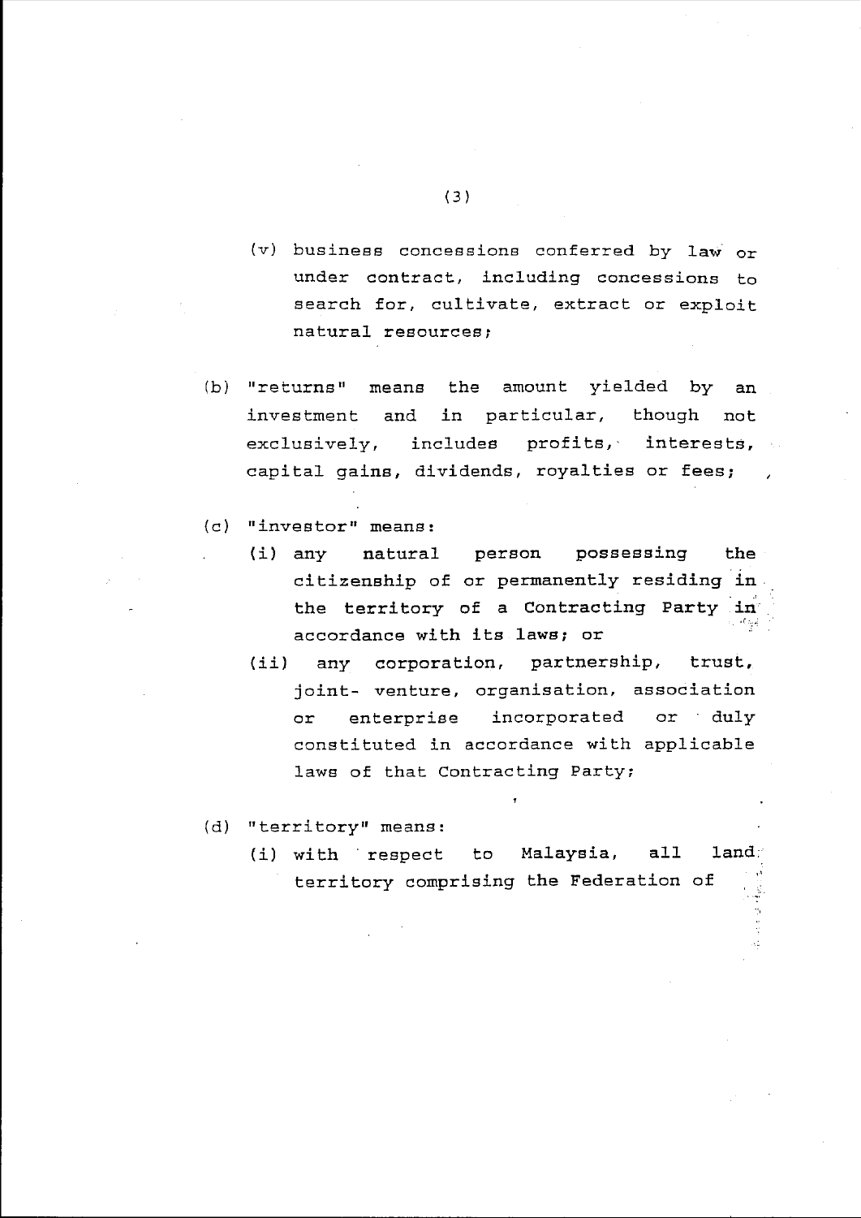(v) business concessions conferred by law or under contract, including concessions to search for, cultivate, extract or exploit natural resources;

(b) "returns" means the amount yielded by an investment and in particular, though not exclusively, includes profits, interests, capital gains, dividends, royalties or fees;

(c) "investor" means:

(i) any natural person possessing the citizenship of or permanently residing in the territory of a Contracting Party in accordance with its laws; or

(ii) any corporation, partnership, trust, joint- venture, organisation, association or enterprise incorporated or duly constituted in accordance with applicable laws of that Contracting Party;

(d) "territory" means:

(i) with respect to Malaysia, all land territory comprising the Federation of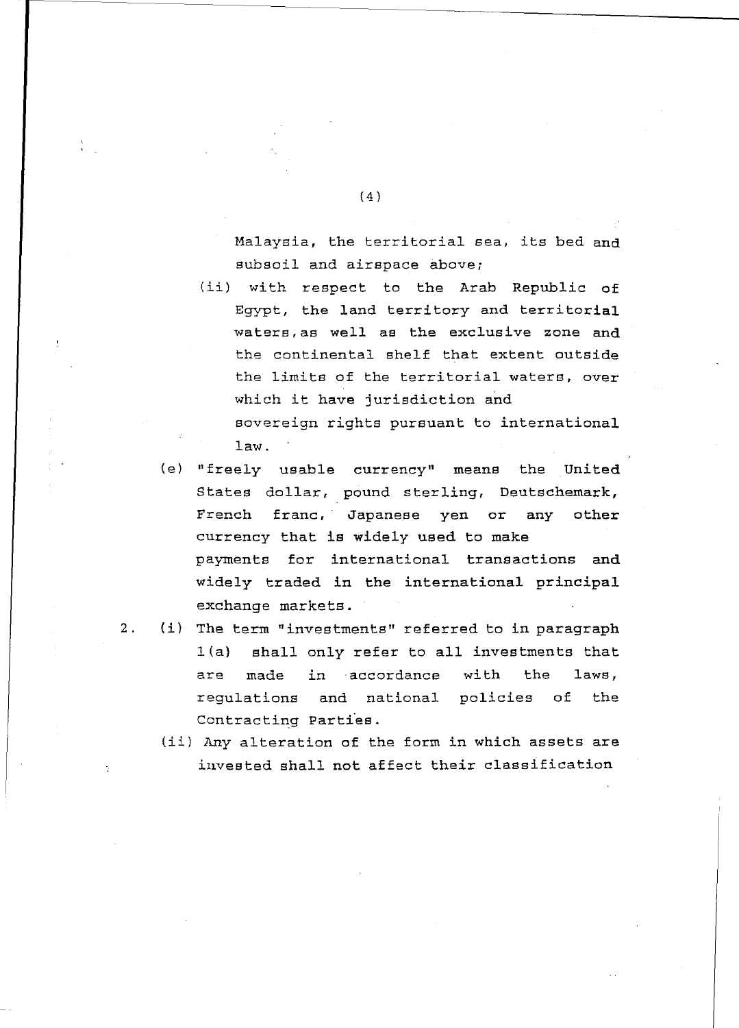Malaysia, the territorial sea, its bed and subsoil and airspace above;

(ii) with respect to the Arab Republic of Egypt, the land territory and territorial waters, as well as the exclusive zone and the continental shelf that extent outside the limits of the territorial waters, over which it have jurisdiction and sovereign rights pursuant to international law.

(e) "freely usable currency" means the United States dollar, pound sterling, Deutschemark, French franc, Japanese yen or any other currency that is widely used to make payments for international transactions and widely traded in the international principal exchange markets.

2. (i) The term "investments" referred to in paragraph 1(a) shall only refer to all investments that are made in accordance with the laws, regulations and national policies of the Contracting Parties.

(ii) Any alteration of the form in which assets are invested shall not affect their classification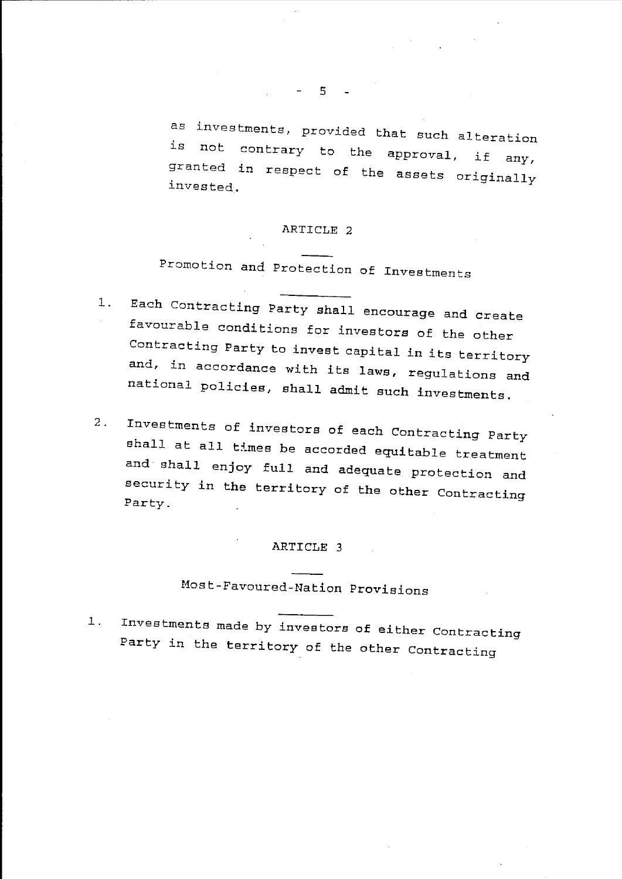as investments, provided that such alteration is not contrary to the approval, if any, granted in respect of the assets originally invested.

## ARTICLE 2

### Promotion and Protection of Investments

1. Each Contracting Party shall encourage and create favourable conditions for investors of the other Contracting Party to invest capital in its territory and, in accordance with its laws, regulations and national policies, shall admit such investments.

2. Investments of investors of each Contracting Party shall at all times be accorded equitable treatment and shall enjoy full and adequate protection and security in the territory of the other Contracting Party.

## ARTICLE 3

### Most-Favoured-Nation Provisions

1. Investments made by investors of either Contracting Party in the territory of the other Contracting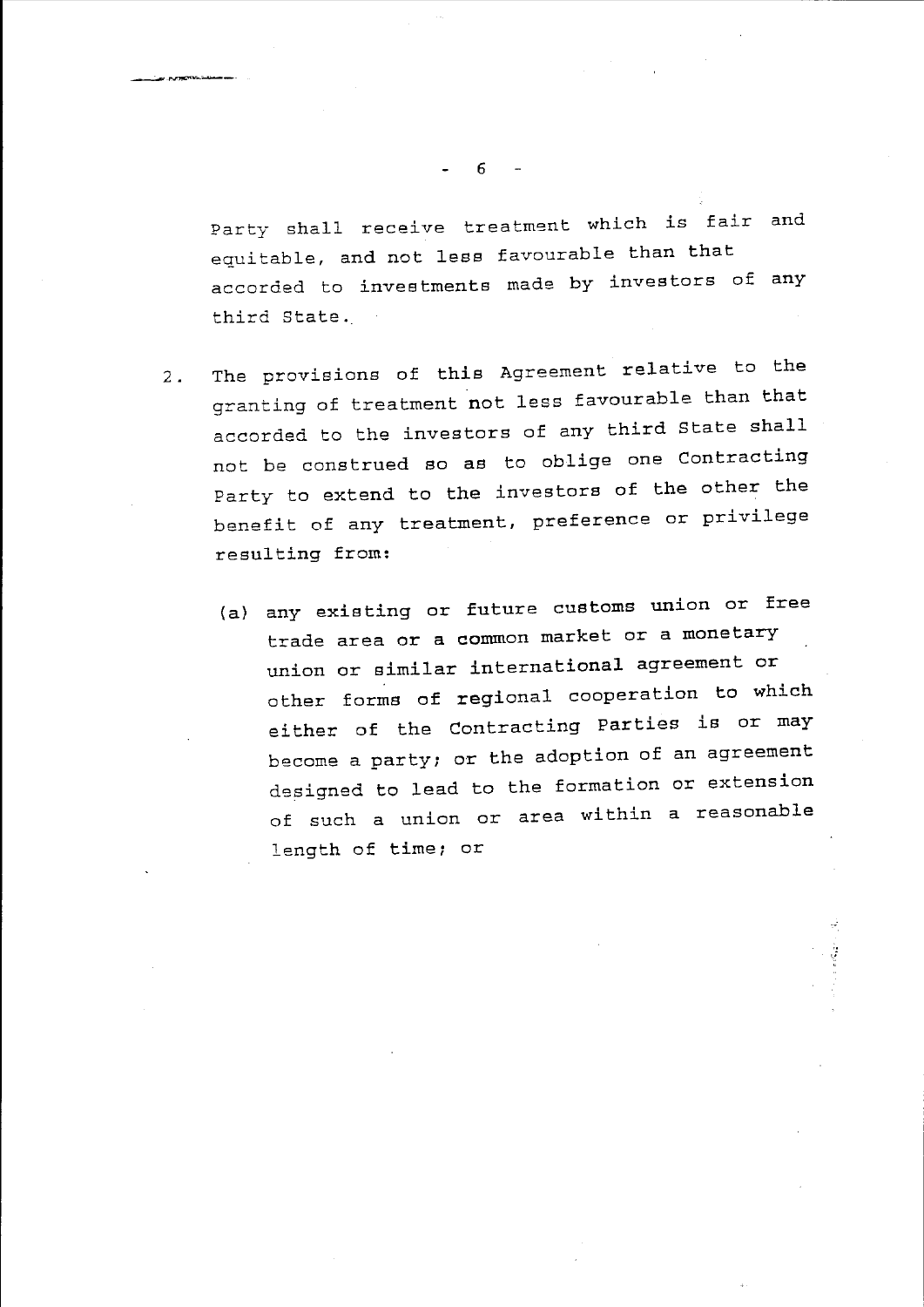Party shall receive treatment which is fair and equitable, and not less favourable than that accorded to investments made by investors of any third State.

2. The provisions of this Agreement relative to the granting of treatment not less favourable than that accorded to the investors of any third State shall not be construed so as to oblige one Contracting Party to extend to the investors of the other the benefit of any treatment, preference or privilege resulting from:

   (a) any existing or future customs union or free trade area or a common market or a monetary union or similar international agreement or other forms of regional cooperation to which either of the Contracting Parties is or may become a party; or the adoption of an agreement designed to lead to the formation or extension of such a union or area within a reasonable length of time; or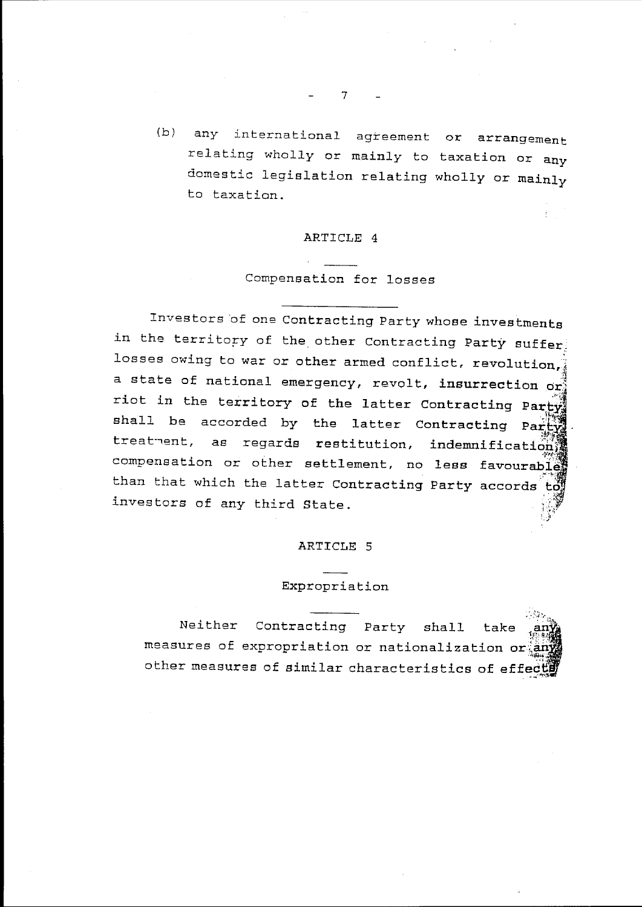(b) any international agreement or arrangement relating wholly or mainly to taxation or any domestic legislation relating wholly or mainly to taxation.

## ARTICLE 4

### Compensation for losses

Investors of one Contracting Party whose investments in the territory of the other Contracting Party suffer losses owing to war or other armed conflict, revolution, a state of national emergency, revolt, insurrection or riot in the territory of the latter Contracting Party shall be accorded by the latter Contracting Party treatment, as regards restitution, indemnification, compensation or other settlement, no less favourable than that which the latter Contracting Party accords to investors of any third State.

## ARTICLE 5

### Expropriation

Neither Contracting Party shall take any measures of expropriation or nationalization or any other measures of similar characteristics of effects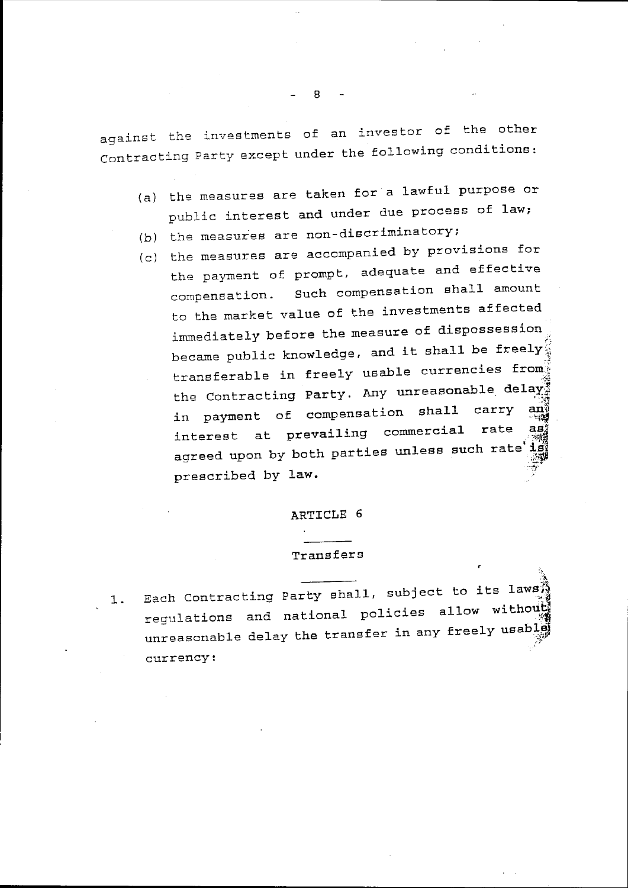against the investments of an investor of the other Contracting Party except under the following conditions:

(a) the measures are taken for a lawful purpose or public interest and under due process of law;

(b) the measures are non-discriminatory;

(c) the measures are accompanied by provisions for the payment of prompt, adequate and effective compensation. Such compensation shall amount to the market value of the investments affected immediately before the measure of dispossession became public knowledge, and it shall be freely transferable in freely usable currencies from the Contracting Party. Any unreasonable delay in payment of compensation shall carry an interest at prevailing commercial rate as agreed upon by both parties unless such rate is prescribed by law.

## ARTICLE 6

### Transfers

1. Each Contracting Party shall, subject to its laws, regulations and national policies allow without unreasonable delay the transfer in any freely usable currency: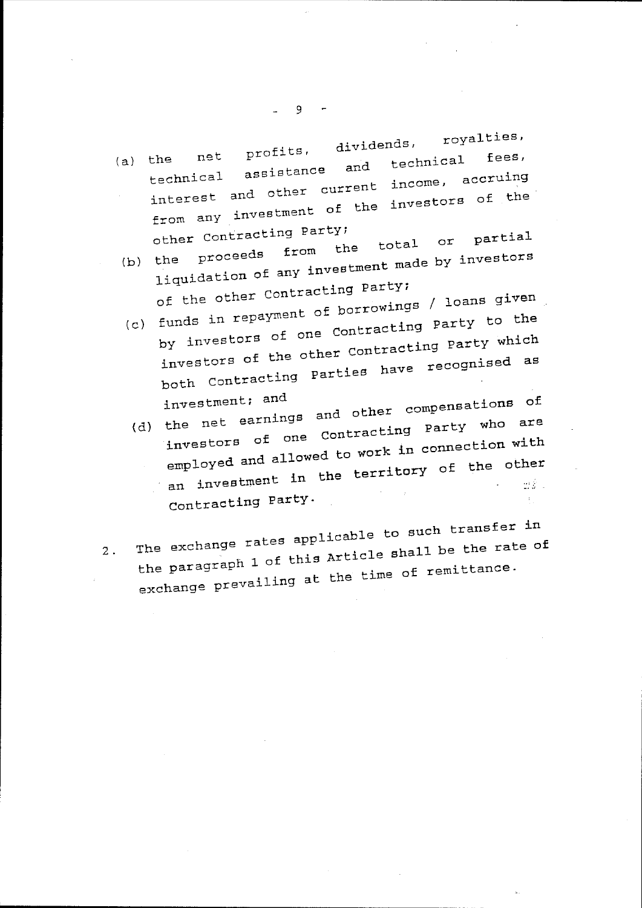(a) the net profits, dividends, royalties, technical assistance and technical fees, interest and other current income, accruing from any investment of the investors of the other Contracting Party;

(b) the proceeds from the total or partial liquidation of any investment made by investors of the other Contracting Party;

(c) funds in repayment of borrowings / loans given by investors of one Contracting Party to the investors of the other Contracting Party which both Contracting Parties have recognised as investment; and

(d) the net earnings and other compensations of investors of one Contracting Party who are employed and allowed to work in connection with an investment in the territory of the other Contracting Party.

2. The exchange rates applicable to such transfer in the paragraph 1 of this Article shall be the rate of exchange prevailing at the time of remittance.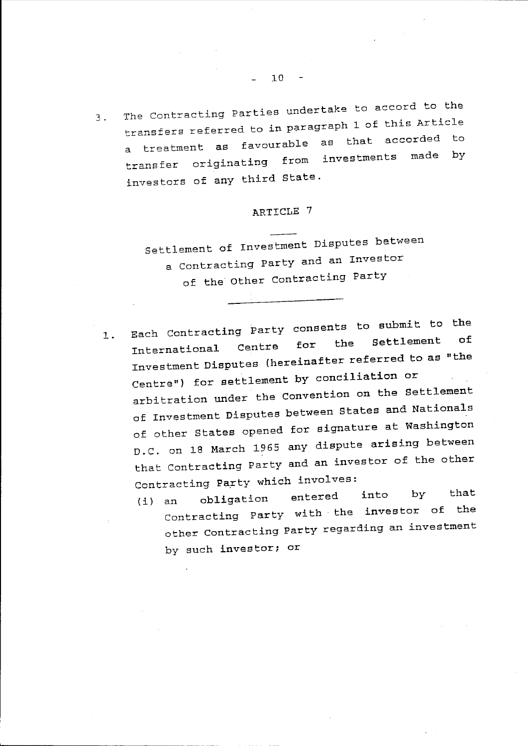3. The Contracting Parties undertake to accord to the transfers referred to in paragraph 1 of this Article a treatment as favourable as that accorded to transfer originating from investments made by investors of any third State.

## ARTICLE 7

### Settlement of Investment Disputes between a Contracting Party and an Investor of the Other Contracting Party

1. Each Contracting Party consents to submit to the International Centre for the Settlement of Investment Disputes (hereinafter referred to as "the Centre") for settlement by conciliation or arbitration under the Convention on the Settlement of Investment Disputes between States and Nationals of other States opened for signature at Washington D.C. on 18 March 1965 any dispute arising between that Contracting Party and an investor of the other Contracting Party which involves:

   (i) an obligation entered into by that Contracting Party with the investor of the other Contracting Party regarding an investment by such investor; or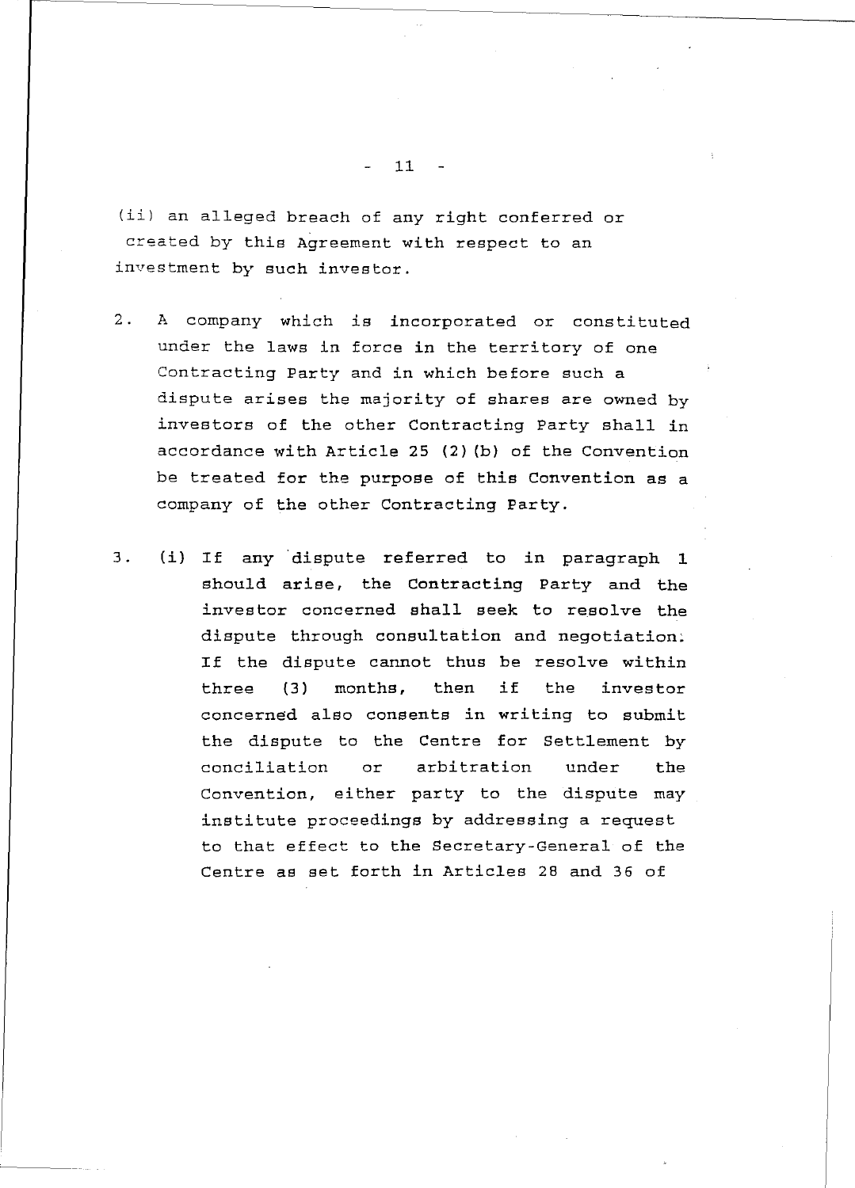(ii) an alleged breach of any right conferred or created by this Agreement with respect to an investment by such investor.

2. A company which is incorporated or constituted under the laws in force in the territory of one Contracting Party and in which before such a dispute arises the majority of shares are owned by investors of the other Contracting Party shall in accordance with Article 25 (2)(b) of the Convention be treated for the purpose of this Convention as a company of the other Contracting Party.

3. (i) If any dispute referred to in paragraph 1 should arise, the Contracting Party and the investor concerned shall seek to resolve the dispute through consultation and negotiation. If the dispute cannot thus be resolve within three (3) months, then if the investor concerned also consents in writing to submit the dispute to the Centre for Settlement by conciliation or arbitration under the Convention, either party to the dispute may institute proceedings by addressing a request to that effect to the Secretary-General of the Centre as set forth in Articles 28 and 36 of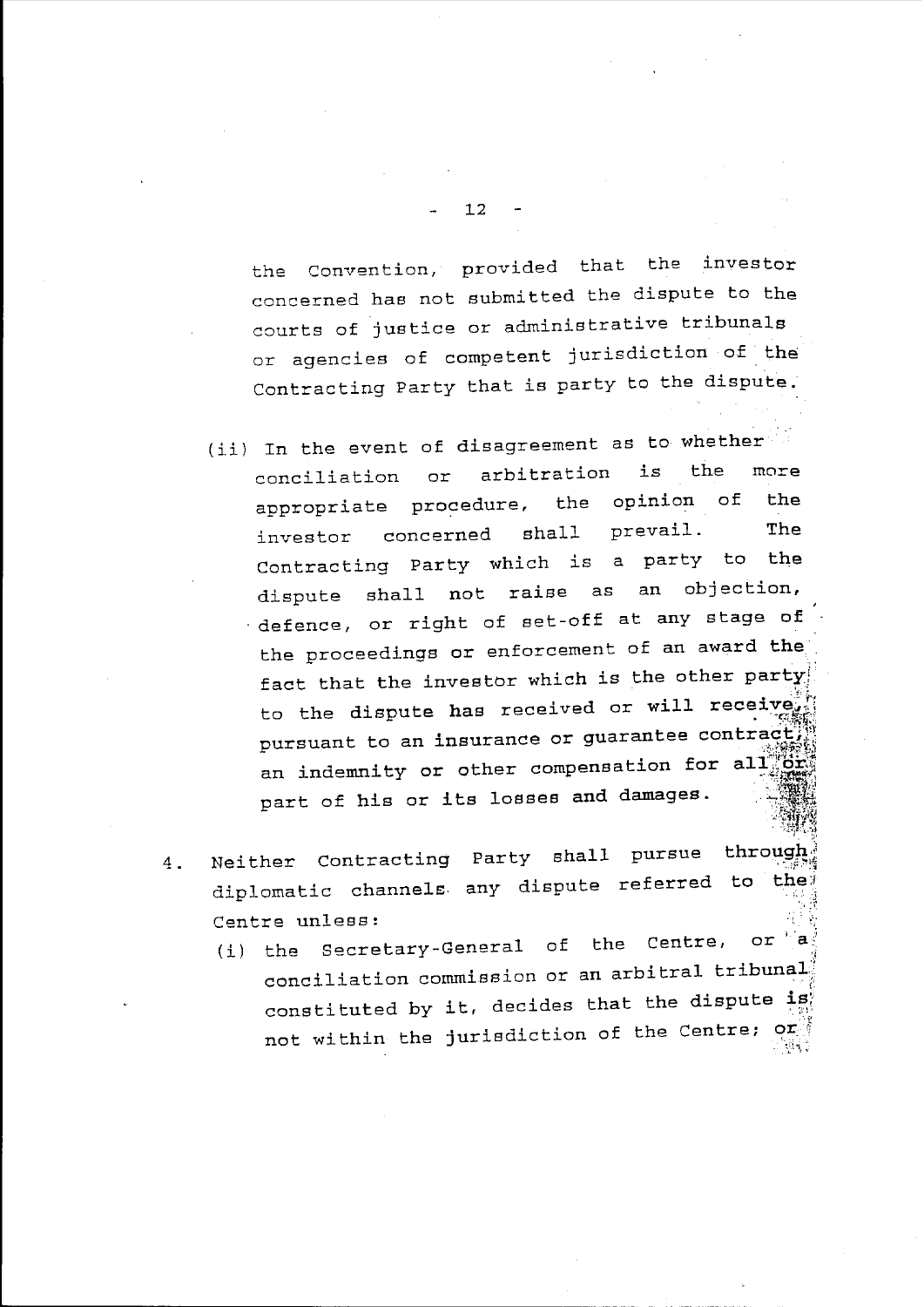the Convention, provided that the investor concerned has not submitted the dispute to the courts of justice or administrative tribunals or agencies of competent jurisdiction of the Contracting Party that is party to the dispute.

(ii) In the event of disagreement as to whether conciliation or arbitration is the more appropriate procedure, the opinion of the investor concerned shall prevail. The Contracting Party which is a party to the dispute shall not raise as an objection, defence, or right of set-off at any stage of the proceedings or enforcement of an award the fact that the investor which is the other party to the dispute has received or will receive, pursuant to an insurance or guarantee contract, an indemnity or other compensation for all or part of his or its losses and damages.

4. Neither Contracting Party shall pursue through diplomatic channels any dispute referred to the Centre unless:

   (i) the Secretary-General of the Centre, or a conciliation commission or an arbitral tribunal constituted by it, decides that the dispute is not within the jurisdiction of the Centre; or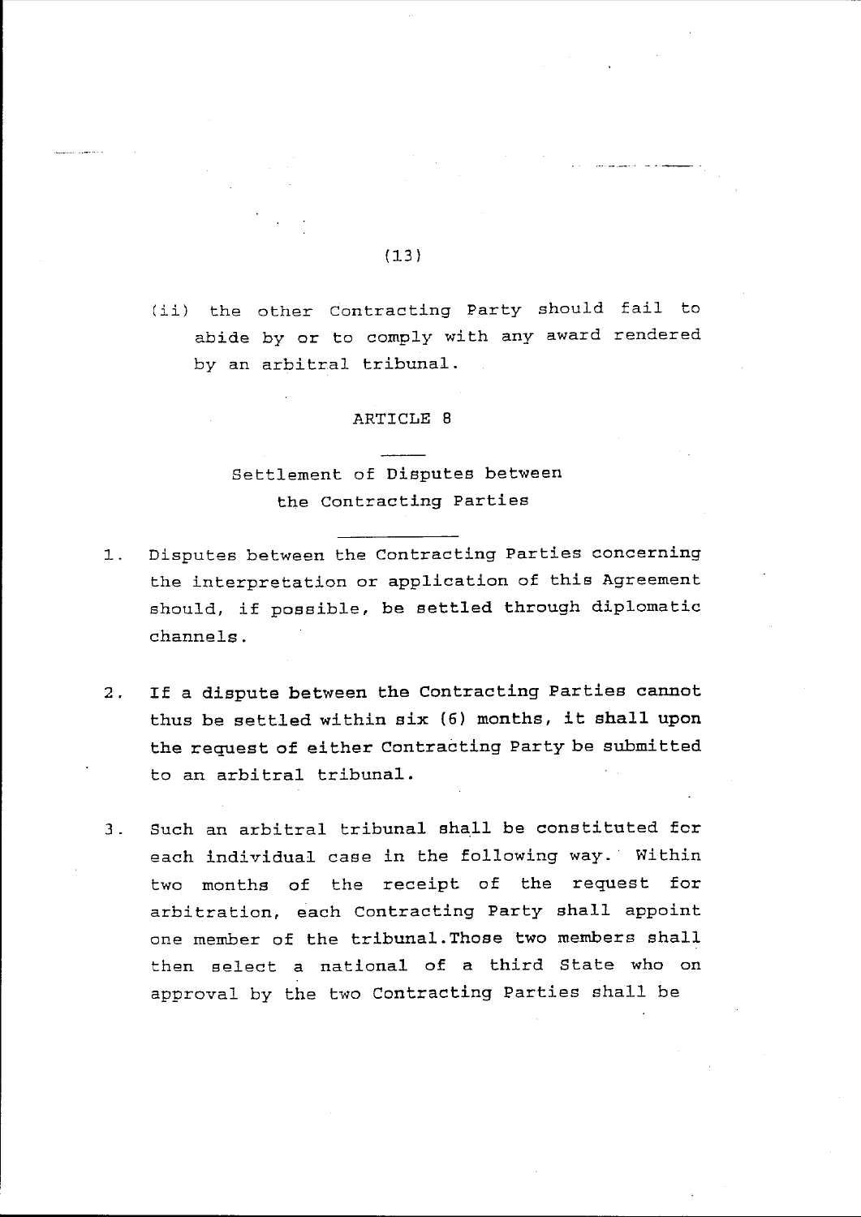(ii) the other Contracting Party should fail to abide by or to comply with any award rendered by an arbitral tribunal.

## ARTICLE 8

### Settlement of Disputes between the Contracting Parties

1. Disputes between the Contracting Parties concerning the interpretation or application of this Agreement should, if possible, be settled through diplomatic channels.

2. If a dispute between the Contracting Parties cannot thus be settled within six (6) months, it shall upon the request of either Contracting Party be submitted to an arbitral tribunal.

3. Such an arbitral tribunal shall be constituted for each individual case in the following way. Within two months of the receipt of the request for arbitration, each Contracting Party shall appoint one member of the tribunal.Those two members shall then select a national of a third State who on approval by the two Contracting Parties shall be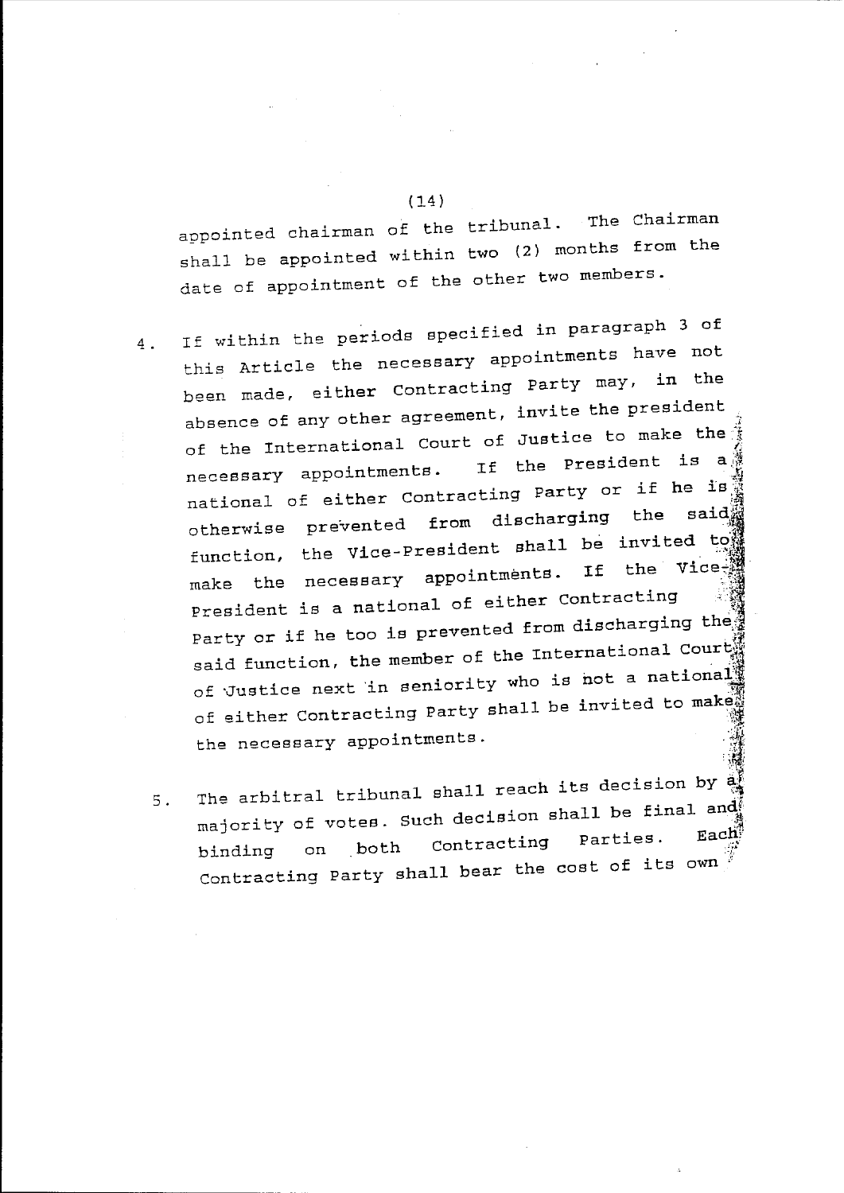appointed chairman of the tribunal. The Chairman shall be appointed within two (2) months from the date of appointment of the other two members.

4. If within the periods specified in paragraph 3 of this Article the necessary appointments have not been made, either Contracting Party may, in the absence of any other agreement, invite the president of the International Court of Justice to make the necessary appointments. If the President is a national of either Contracting Party or if he is otherwise prevented from discharging the said function, the Vice-President shall be invited to make the necessary appointments. If the Vice-President is a national of either Contracting Party or if he too is prevented from discharging the said function, the member of the International Court of Justice next in seniority who is not a national of either Contracting Party shall be invited to make the necessary appointments.

5. The arbitral tribunal shall reach its decision by a majority of votes. Such decision shall be final and binding on both Contracting Parties. Each Contracting Party shall bear the cost of its own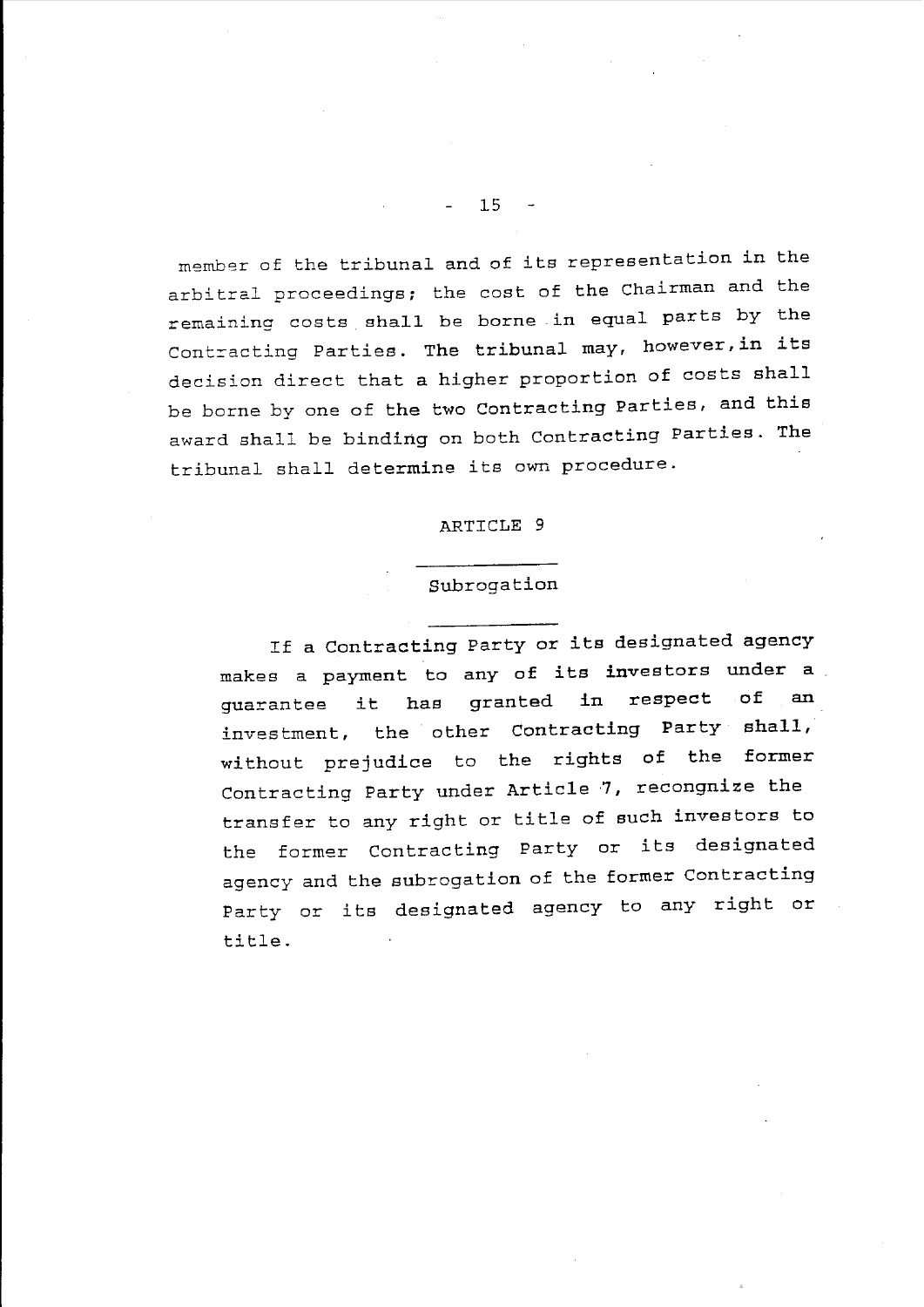member of the tribunal and of its representation in the arbitral proceedings; the cost of the Chairman and the remaining costs shall be borne in equal parts by the Contracting Parties. The tribunal may, however, in its decision direct that a higher proportion of costs shall be borne by one of the two Contracting Parties, and this award shall be binding on both Contracting Parties. The tribunal shall determine its own procedure.

## ARTICLE 9

### Subrogation

If a Contracting Party or its designated agency makes a payment to any of its investors under a guarantee it has granted in respect of an investment, the other Contracting Party shall, without prejudice to the rights of the former Contracting Party under Article 7, recongnize the transfer to any right or title of such investors to the former Contracting Party or its designated agency and the subrogation of the former Contracting Party or its designated agency to any right or title.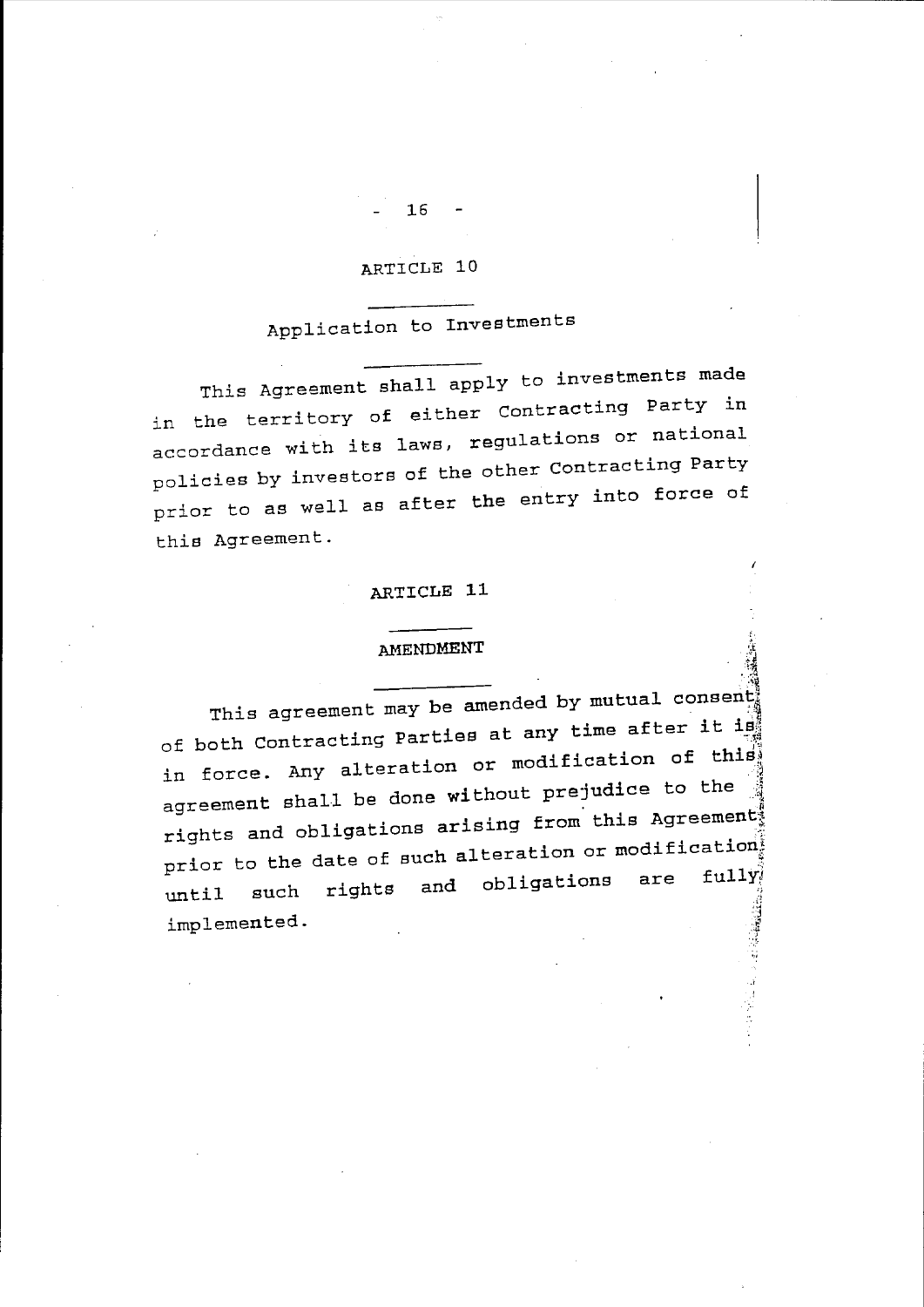## ARTICLE 10

### Application to Investments

This Agreement shall apply to investments made in the territory of either Contracting Party in accordance with its laws, regulations or national policies by investors of the other Contracting Party prior to as well as after the entry into force of this Agreement.

## ARTICLE 11

### AMENDMENT

This agreement may be amended by mutual consent of both Contracting Parties at any time after it is in force. Any alteration or modification of this agreement shall be done without prejudice to the rights and obligations arising from this Agreement prior to the date of such alteration or modification until such rights and obligations are fully implemented.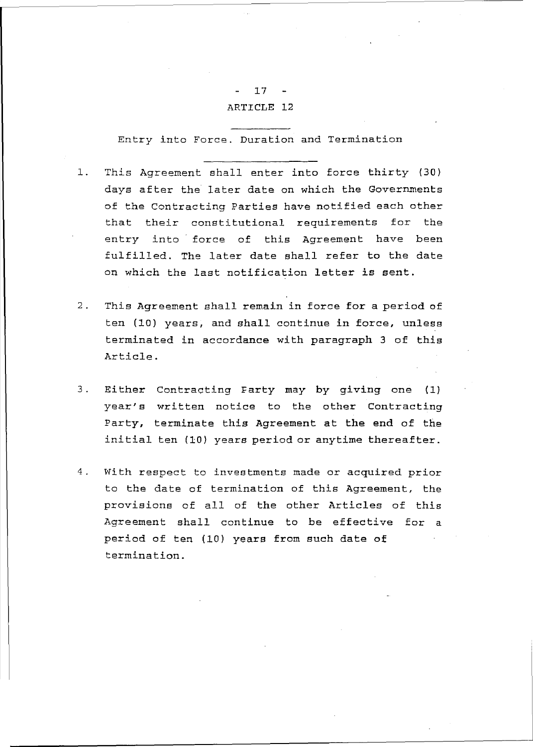## ARTICLE 12

### Entry into Force. Duration and Termination

1. This Agreement shall enter into force thirty (30) days after the later date on which the Governments of the Contracting Parties have notified each other that their constitutional requirements for the entry into force of this Agreement have been fulfilled. The later date shall refer to the date on which the last notification letter is sent.

2. This Agreement shall remain in force for a period of ten (10) years, and shall continue in force, unless terminated in accordance with paragraph 3 of this Article.

3. Either Contracting Party may by giving one (1) year's written notice to the other Contracting Party, terminate this Agreement at the end of the initial ten (10) years period or anytime thereafter.

4. With respect to investments made or acquired prior to the date of termination of this Agreement, the provisions of all of the other Articles of this Agreement shall continue to be effective for a period of ten (10) years from such date of termination.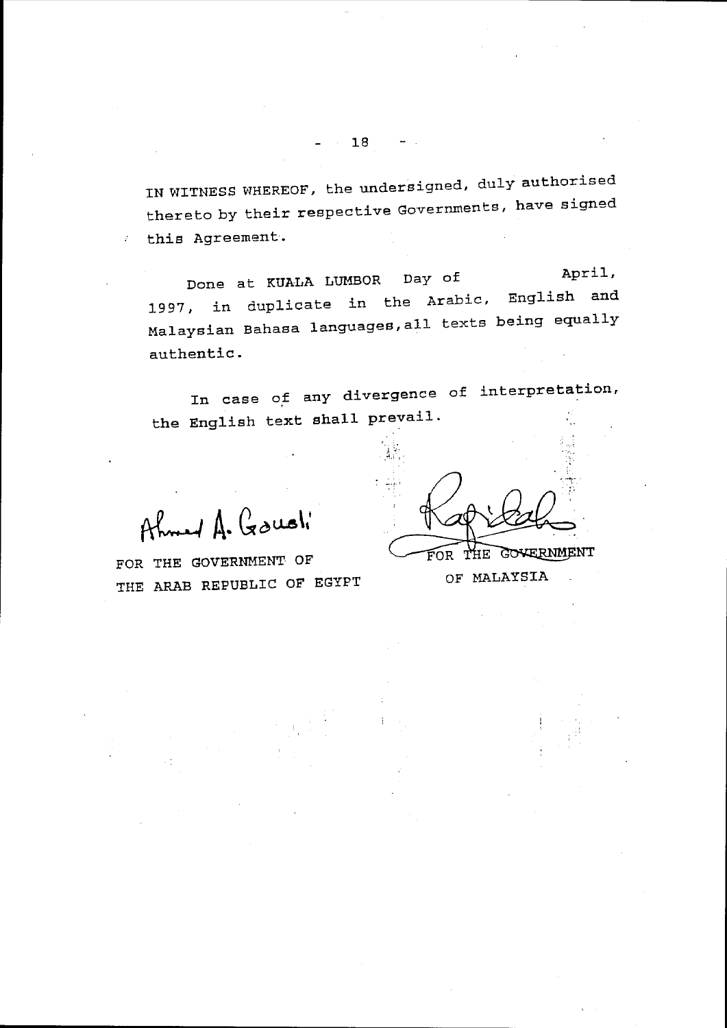IN WITNESS WHEREOF, the undersigned, duly authorised thereto by their respective Governments, have signed this Agreement.

Done at KUALA LUMBOR Day of April, 1997, in duplicate in the Arabic, English and Malaysian Bahasa languages,all texts being equally authentic.

In case of any divergence of interpretation, the English text shall prevail.

Ahmed A. Gouali

FOR THE GOVERNMENT OF
THE ARAB REPUBLIC OF EGYPT

FOR THE GOVERNMENT
OF MALAYSIA